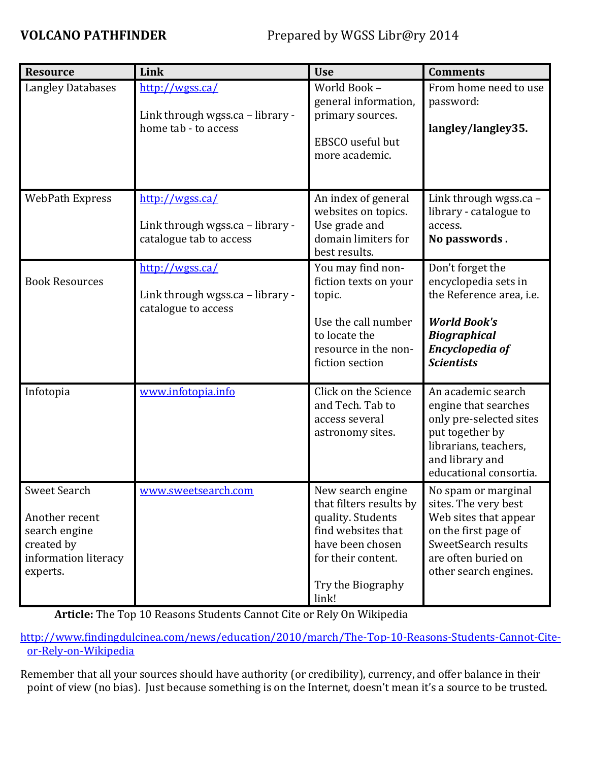**VOLCANO PATHFINDER** Prepared by WGSS Libr@ry 2014

| Resource | Link | Use | Comments |
|---|---|---|---|
| Langley Databases | http://wgss.ca/<br><br>Link through wgss.ca – library - home tab - to access | World Book – general information, primary sources.<br><br>EBSCO useful but more academic. | From home need to use password:<br><br>**langley/langley35.** |
| WebPath Express | http://wgss.ca/<br><br>Link through wgss.ca – library - catalogue tab to access | An index of general websites on topics. Use grade and domain limiters for best results. | Link through wgss.ca – library - catalogue to access.<br>**No passwords .** |
| Book Resources | http://wgss.ca/<br><br>Link through wgss.ca – library - catalogue to access | You may find non-fiction texts on your topic.<br><br>Use the call number to locate the resource in the non-fiction section | Don't forget the encyclopedia sets in the Reference area, i.e.<br><br>***World Book's Biographical Encyclopedia of Scientists*** |
| Infotopia | www.infotopia.info | Click on the Science and Tech. Tab to access several astronomy sites. | An academic search engine that searches only pre-selected sites put together by librarians, teachers, and library and educational consortia. |
| Sweet Search<br><br>Another recent search engine created by information literacy experts. | www.sweetsearch.com | New search engine that filters results by quality. Students find websites that have been chosen for their content.<br><br>Try the Biography link! | No spam or marginal sites. The very best Web sites that appear on the first page of SweetSearch results are often buried on other search engines. |

**Article:** The Top 10 Reasons Students Cannot Cite or Rely On Wikipedia

http://www.findingdulcinea.com/news/education/2010/march/The-Top-10-Reasons-Students-Cannot-Cite-or-Rely-on-Wikipedia

Remember that all your sources should have authority (or credibility), currency, and offer balance in their point of view (no bias). Just because something is on the Internet, doesn't mean it's a source to be trusted.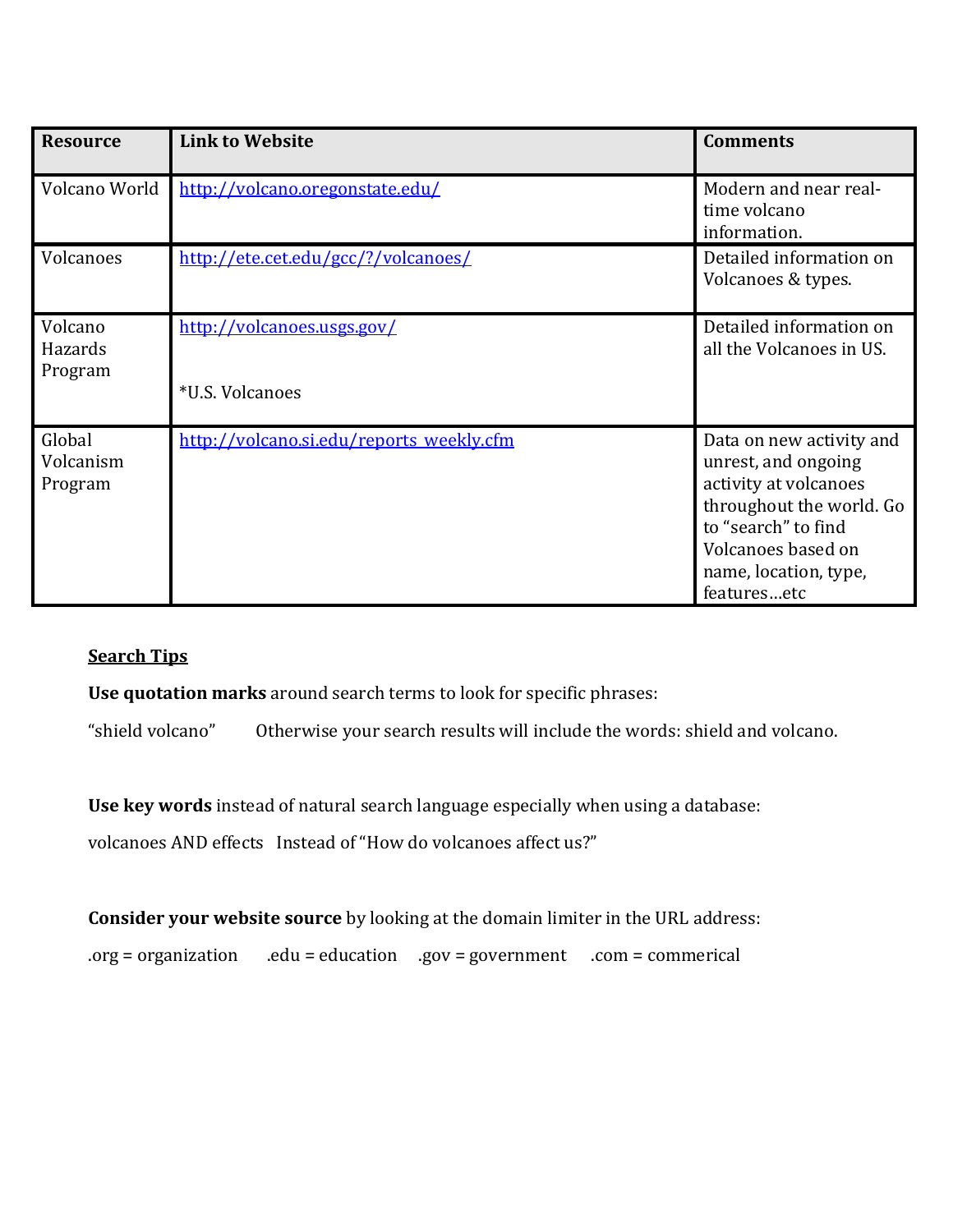| Resource | Link to Website | Comments |
| --- | --- | --- |
| Volcano World | http://volcano.oregonstate.edu/ | Modern and near real-time volcano information. |
| Volcanoes | http://ete.cet.edu/gcc/?/volcanoes/ | Detailed information on Volcanoes & types. |
| Volcano Hazards Program | http://volcanoes.usgs.gov/ <br><br> *U.S. Volcanoes | Detailed information on all the Volcanoes in US. |
| Global Volcanism Program | http://volcano.si.edu/reports_weekly.cfm | Data on new activity and unrest, and ongoing activity at volcanoes throughout the world. Go to "search" to find Volcanoes based on name, location, type, features…etc |

**<u>Search Tips</u>**

**Use quotation marks** around search terms to look for specific phrases:

"shield volcano"    Otherwise your search results will include the words: shield and volcano.

**Use key words** instead of natural search language especially when using a database:

volcanoes AND effects   Instead of "How do volcanoes affect us?"

**Consider your website source** by looking at the domain limiter in the URL address:

.org = organization    .edu = education    .gov = government    .com = commerical